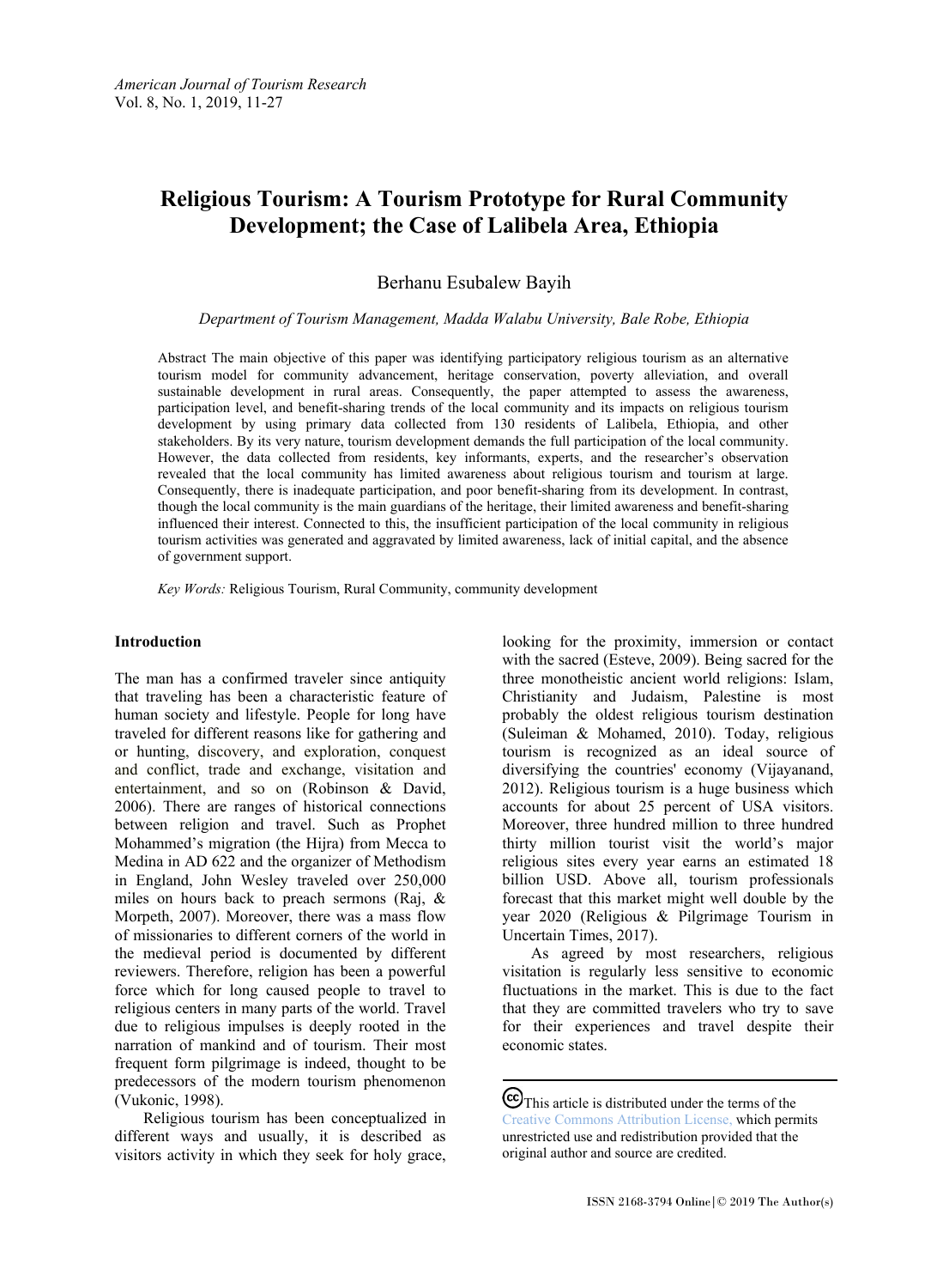# Religious Tourism: A Tourism Prototype for Rural Community Development; the Case of Lalibela Area, Ethiopia

Berhanu Esubalew Bayih

*Department of Tourism Management, Madda Walabu University, Bale Robe, Ethiopia*

Abstract The main objective of this paper was identifying participatory religious tourism as an alternative tourism model for community advancement, heritage conservation, poverty alleviation, and overall sustainable development in rural areas. Consequently, the paper attempted to assess the awareness, participation level, and benefit-sharing trends of the local community and its impacts on religious tourism development by using primary data collected from 130 residents of Lalibela, Ethiopia, and other stakeholders. By its very nature, tourism development demands the full participation of the local community. However, the data collected from residents, key informants, experts, and the researcher's observation revealed that the local community has limited awareness about religious tourism and tourism at large. Consequently, there is inadequate participation, and poor benefit-sharing from its development. In contrast, though the local community is the main guardians of the heritage, their limited awareness and benefit-sharing influenced their interest. Connected to this, the insufficient participation of the local community in religious tourism activities was generated and aggravated by limited awareness, lack of initial capital, and the absence of government support.

*Key Words:* Religious Tourism, Rural Community, community development

## Introduction

The man has a confirmed traveler since antiquity that traveling has been a characteristic feature of human society and lifestyle. People for long have traveled for different reasons like for gathering and or hunting, discovery, and exploration, conquest and conflict, trade and exchange, visitation and entertainment, and so on (Robinson & David, 2006). There are ranges of historical connections between religion and travel. Such as Prophet Mohammed's migration (the Hijra) from Mecca to Medina in AD 622 and the organizer of Methodism in England, John Wesley traveled over 250,000 miles on hours back to preach sermons (Raj, & Morpeth, 2007). Moreover, there was a mass flow of missionaries to different corners of the world in the medieval period is documented by different reviewers. Therefore, religion has been a powerful force which for long caused people to travel to religious centers in many parts of the world. Travel due to religious impulses is deeply rooted in the narration of mankind and of tourism. Their most frequent form pilgrimage is indeed, thought to be predecessors of the modern tourism phenomenon (Vukonic, 1998).

Religious tourism has been conceptualized in different ways and usually, it is described as visitors activity in which they seek for holy grace, looking for the proximity, immersion or contact with the sacred (Esteve, 2009). Being sacred for the three monotheistic ancient world religions: Islam, Christianity and Judaism, Palestine is most probably the oldest religious tourism destination (Suleiman & Mohamed, 2010). Today, religious tourism is recognized as an ideal source of diversifying the countries' economy (Vijayanand, 2012). Religious tourism is a huge business which accounts for about 25 percent of USA visitors. Moreover, three hundred million to three hundred thirty million tourist visit the world's major religious sites every year earns an estimated 18 billion USD. Above all, tourism professionals forecast that this market might well double by the year 2020 (Religious & Pilgrimage Tourism in Uncertain Times, 2017).

As agreed by most researchers, religious visitation is regularly less sensitive to economic fluctuations in the market. This is due to the fact that they are committed travelers who try to save for their experiences and travel despite their economic states.

This article is distributed under the terms of the Creative Commons Attribution License, which permits unrestricted use and redistribution provided that the original author and source are credited.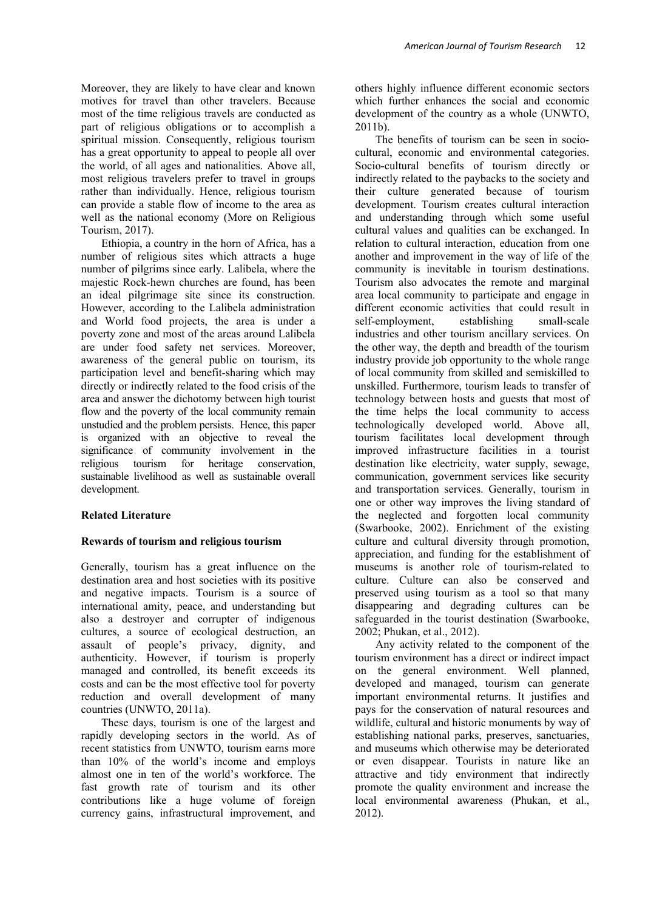Moreover, they are likely to have clear and known motives for travel than other travelers. Because most of the time religious travels are conducted as part of religious obligations or to accomplish a spiritual mission. Consequently, religious tourism has a great opportunity to appeal to people all over the world, of all ages and nationalities. Above all, most religious travelers prefer to travel in groups rather than individually. Hence, religious tourism can provide a stable flow of income to the area as well as the national economy (More on Religious Tourism, 2017).

Ethiopia, a country in the horn of Africa, has a number of religious sites which attracts a huge number of pilgrims since early. Lalibela, where the majestic Rock-hewn churches are found, has been an ideal pilgrimage site since its construction. However, according to the Lalibela administration and World food projects, the area is under a poverty zone and most of the areas around Lalibela are under food safety net services. Moreover, awareness of the general public on tourism, its participation level and benefit-sharing which may directly or indirectly related to the food crisis of the area and answer the dichotomy between high tourist flow and the poverty of the local community remain unstudied and the problem persists. Hence, this paper is organized with an objective to reveal the significance of community involvement in the religious tourism for heritage conservation, sustainable livelihood as well as sustainable overall development.

## Related Literature

### Rewards of tourism and religious tourism

Generally, tourism has a great influence on the destination area and host societies with its positive and negative impacts. Tourism is a source of international amity, peace, and understanding but also a destroyer and corrupter of indigenous cultures, a source of ecological destruction, an assault of people's privacy, dignity, and authenticity. However, if tourism is properly managed and controlled, its benefit exceeds its costs and can be the most effective tool for poverty reduction and overall development of many countries (UNWTO, 2011a).

These days, tourism is one of the largest and rapidly developing sectors in the world. As of recent statistics from UNWTO, tourism earns more than 10% of the world's income and employs almost one in ten of the world's workforce. The fast growth rate of tourism and its other contributions like a huge volume of foreign currency gains, infrastructural improvement, and others highly influence different economic sectors which further enhances the social and economic development of the country as a whole (UNWTO, 2011b).

The benefits of tourism can be seen in socio-cultural, economic and environmental categories. Socio-cultural benefits of tourism directly or indirectly related to the paybacks to the society and their culture generated because of tourism development. Tourism creates cultural interaction and understanding through which some useful cultural values and qualities can be exchanged. In relation to cultural interaction, education from one another and improvement in the way of life of the community is inevitable in tourism destinations. Tourism also advocates the remote and marginal area local community to participate and engage in different economic activities that could result in self-employment, establishing small-scale industries and other tourism ancillary services. On the other way, the depth and breadth of the tourism industry provide job opportunity to the whole range of local community from skilled and semiskilled to unskilled. Furthermore, tourism leads to transfer of technology between hosts and guests that most of the time helps the local community to access technologically developed world. Above all, tourism facilitates local development through improved infrastructure facilities in a tourist destination like electricity, water supply, sewage, communication, government services like security and transportation services. Generally, tourism in one or other way improves the living standard of the neglected and forgotten local community (Swarbooke, 2002). Enrichment of the existing culture and cultural diversity through promotion, appreciation, and funding for the establishment of museums is another role of tourism-related to culture. Culture can also be conserved and preserved using tourism as a tool so that many disappearing and degrading cultures can be safeguarded in the tourist destination (Swarbooke, 2002; Phukan, et al., 2012).

Any activity related to the component of the tourism environment has a direct or indirect impact on the general environment. Well planned, developed and managed, tourism can generate important environmental returns. It justifies and pays for the conservation of natural resources and wildlife, cultural and historic monuments by way of establishing national parks, preserves, sanctuaries, and museums which otherwise may be deteriorated or even disappear. Tourists in nature like an attractive and tidy environment that indirectly promote the quality environment and increase the local environmental awareness (Phukan, et al., 2012).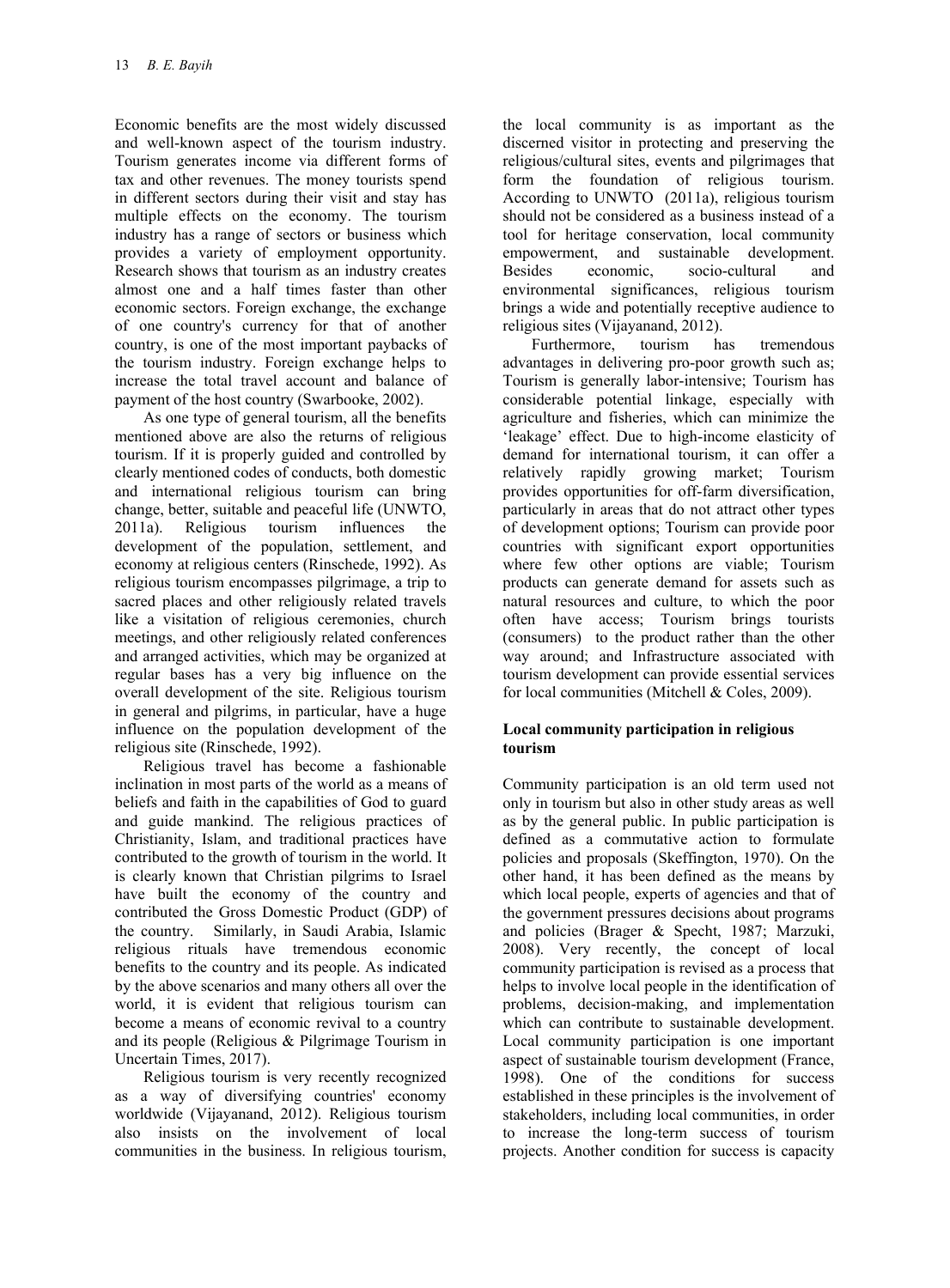Economic benefits are the most widely discussed and well-known aspect of the tourism industry. Tourism generates income via different forms of tax and other revenues. The money tourists spend in different sectors during their visit and stay has multiple effects on the economy. The tourism industry has a range of sectors or business which provides a variety of employment opportunity. Research shows that tourism as an industry creates almost one and a half times faster than other economic sectors. Foreign exchange, the exchange of one country's currency for that of another country, is one of the most important paybacks of the tourism industry. Foreign exchange helps to increase the total travel account and balance of payment of the host country (Swarbooke, 2002).

As one type of general tourism, all the benefits mentioned above are also the returns of religious tourism. If it is properly guided and controlled by clearly mentioned codes of conducts, both domestic and international religious tourism can bring change, better, suitable and peaceful life (UNWTO, 2011a). Religious tourism influences the development of the population, settlement, and economy at religious centers (Rinschede, 1992). As religious tourism encompasses pilgrimage, a trip to sacred places and other religiously related travels like a visitation of religious ceremonies, church meetings, and other religiously related conferences and arranged activities, which may be organized at regular bases has a very big influence on the overall development of the site. Religious tourism in general and pilgrims, in particular, have a huge influence on the population development of the religious site (Rinschede, 1992).

Religious travel has become a fashionable inclination in most parts of the world as a means of beliefs and faith in the capabilities of God to guard and guide mankind. The religious practices of Christianity, Islam, and traditional practices have contributed to the growth of tourism in the world. It is clearly known that Christian pilgrims to Israel have built the economy of the country and contributed the Gross Domestic Product (GDP) of the country. Similarly, in Saudi Arabia, Islamic religious rituals have tremendous economic benefits to the country and its people. As indicated by the above scenarios and many others all over the world, it is evident that religious tourism can become a means of economic revival to a country and its people (Religious & Pilgrimage Tourism in Uncertain Times, 2017).

Religious tourism is very recently recognized as a way of diversifying countries' economy worldwide (Vijayanand, 2012). Religious tourism also insists on the involvement of local communities in the business. In religious tourism, the local community is as important as the discerned visitor in protecting and preserving the religious/cultural sites, events and pilgrimages that form the foundation of religious tourism. According to UNWTO (2011a), religious tourism should not be considered as a business instead of a tool for heritage conservation, local community empowerment, and sustainable development. Besides economic, socio-cultural and environmental significances, religious tourism brings a wide and potentially receptive audience to religious sites (Vijayanand, 2012).

Furthermore, tourism has tremendous advantages in delivering pro-poor growth such as; Tourism is generally labor-intensive; Tourism has considerable potential linkage, especially with agriculture and fisheries, which can minimize the 'leakage' effect. Due to high-income elasticity of demand for international tourism, it can offer a relatively rapidly growing market; Tourism provides opportunities for off-farm diversification, particularly in areas that do not attract other types of development options; Tourism can provide poor countries with significant export opportunities where few other options are viable; Tourism products can generate demand for assets such as natural resources and culture, to which the poor often have access; Tourism brings tourists (consumers) to the product rather than the other way around; and Infrastructure associated with tourism development can provide essential services for local communities (Mitchell & Coles, 2009).

### Local community participation in religious tourism

Community participation is an old term used not only in tourism but also in other study areas as well as by the general public. In public participation is defined as a commutative action to formulate policies and proposals (Skeffington, 1970). On the other hand, it has been defined as the means by which local people, experts of agencies and that of the government pressures decisions about programs and policies (Brager & Specht, 1987; Marzuki, 2008). Very recently, the concept of local community participation is revised as a process that helps to involve local people in the identification of problems, decision-making, and implementation which can contribute to sustainable development. Local community participation is one important aspect of sustainable tourism development (France, 1998). One of the conditions for success established in these principles is the involvement of stakeholders, including local communities, in order to increase the long-term success of tourism projects. Another condition for success is capacity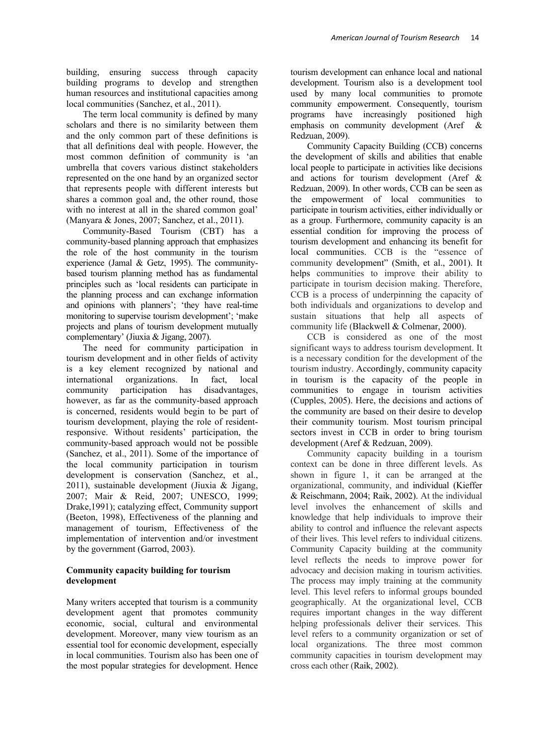building, ensuring success through capacity building programs to develop and strengthen human resources and institutional capacities among local communities (Sanchez, et al., 2011).

The term local community is defined by many scholars and there is no similarity between them and the only common part of these definitions is that all definitions deal with people. However, the most common definition of community is 'an umbrella that covers various distinct stakeholders represented on the one hand by an organized sector that represents people with different interests but shares a common goal and, the other round, those with no interest at all in the shared common goal' (Manyara & Jones, 2007; Sanchez, et al., 2011).

Community-Based Tourism (CBT) has a community-based planning approach that emphasizes the role of the host community in the tourism experience (Jamal & Getz, 1995). The community-based tourism planning method has as fundamental principles such as 'local residents can participate in the planning process and can exchange information and opinions with planners'; 'they have real-time monitoring to supervise tourism development'; 'make projects and plans of tourism development mutually complementary' (Jiuxia & Jigang, 2007).

The need for community participation in tourism development and in other fields of activity is a key element recognized by national and international organizations. In fact, local community participation has disadvantages, however, as far as the community-based approach is concerned, residents would begin to be part of tourism development, playing the role of resident-responsive. Without residents' participation, the community-based approach would not be possible (Sanchez, et al., 2011). Some of the importance of the local community participation in tourism development is conservation (Sanchez, et al., 2011), sustainable development (Jiuxia & Jigang, 2007; Mair & Reid, 2007; UNESCO, 1999; Drake,1991); catalyzing effect, Community support (Beeton, 1998), Effectiveness of the planning and management of tourism, Effectiveness of the implementation of intervention and/or investment by the government (Garrod, 2003).

## Community capacity building for tourism development

Many writers accepted that tourism is a community development agent that promotes community economic, social, cultural and environmental development. Moreover, many view tourism as an essential tool for economic development, especially in local communities. Tourism also has been one of the most popular strategies for development. Hence tourism development can enhance local and national development. Tourism also is a development tool used by many local communities to promote community empowerment. Consequently, tourism programs have increasingly positioned high emphasis on community development (Aref & Redzuan, 2009).

Community Capacity Building (CCB) concerns the development of skills and abilities that enable local people to participate in activities like decisions and actions for tourism development (Aref & Redzuan, 2009). In other words, CCB can be seen as the empowerment of local communities to participate in tourism activities, either individually or as a group. Furthermore, community capacity is an essential condition for improving the process of tourism development and enhancing its benefit for local communities. CCB is the "essence of community development" (Smith, et al., 2001). It helps communities to improve their ability to participate in tourism decision making. Therefore, CCB is a process of underpinning the capacity of both individuals and organizations to develop and sustain situations that help all aspects of community life (Blackwell & Colmenar, 2000).

CCB is considered as one of the most significant ways to address tourism development. It is a necessary condition for the development of the tourism industry. Accordingly, community capacity in tourism is the capacity of the people in communities to engage in tourism activities (Cupples, 2005). Here, the decisions and actions of the community are based on their desire to develop their community tourism. Most tourism principal sectors invest in CCB in order to bring tourism development (Aref & Redzuan, 2009).

Community capacity building in a tourism context can be done in three different levels. As shown in figure 1, it can be arranged at the organizational, community, and individual (Kieffer & Reischmann, 2004; Raik, 2002). At the individual level involves the enhancement of skills and knowledge that help individuals to improve their ability to control and influence the relevant aspects of their lives. This level refers to individual citizens. Community Capacity building at the community level reflects the needs to improve power for advocacy and decision making in tourism activities. The process may imply training at the community level. This level refers to informal groups bounded geographically. At the organizational level, CCB requires important changes in the way different helping professionals deliver their services. This level refers to a community organization or set of local organizations. The three most common community capacities in tourism development may cross each other (Raik, 2002).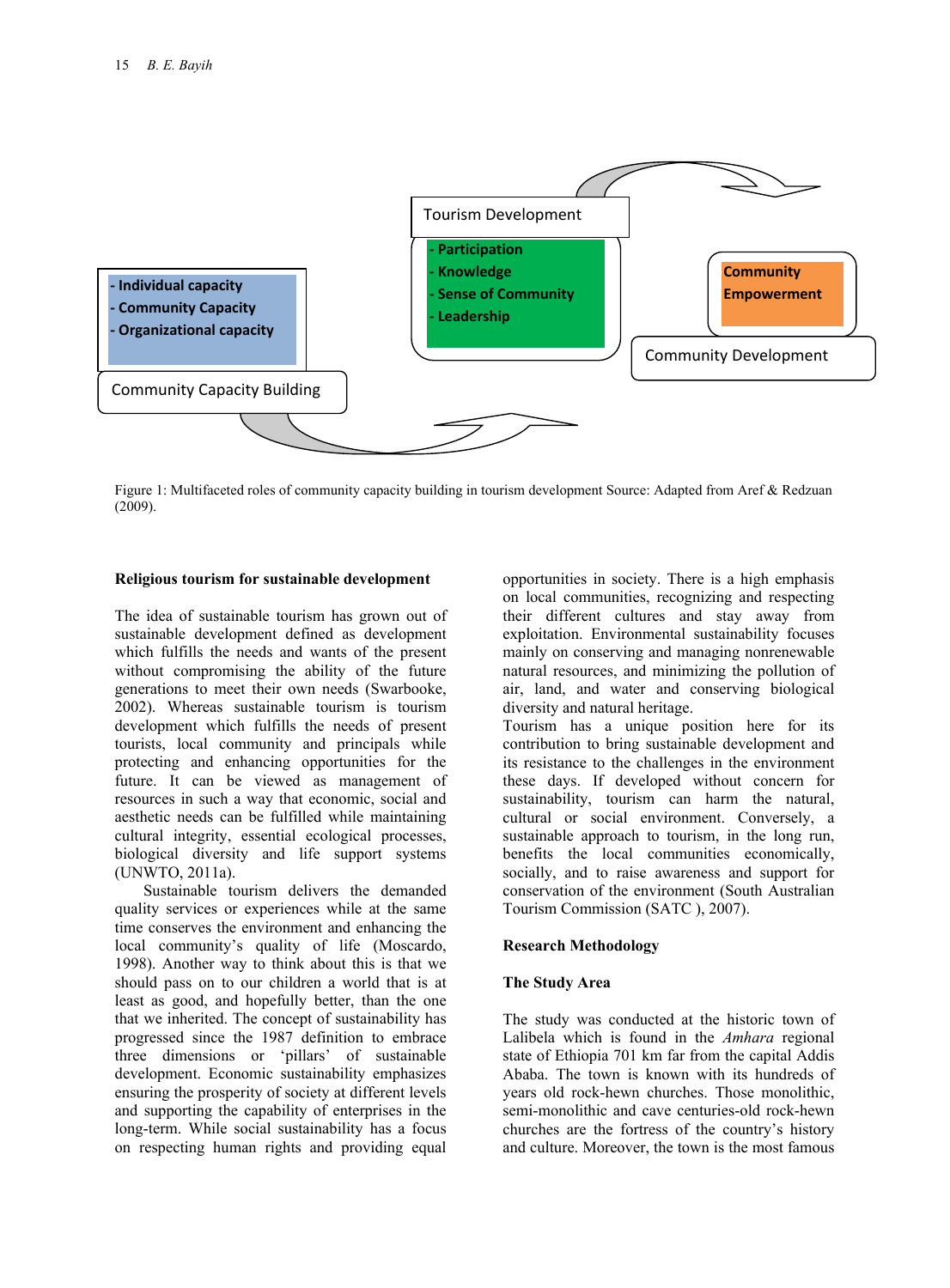Tourism Development

- Participation
- Knowledge
- Sense of Community
- Leadership

- Individual capacity
- Community Capacity
- Organizational capacity

Community Capacity Building

Community Empowerment

Community Development

Figure 1: Multifaceted roles of community capacity building in tourism development Source: Adapted from Aref & Redzuan (2009).

**Religious tourism for sustainable development**

The idea of sustainable tourism has grown out of sustainable development defined as development which fulfills the needs and wants of the present without compromising the ability of the future generations to meet their own needs (Swarbooke, 2002). Whereas sustainable tourism is tourism development which fulfills the needs of present tourists, local community and principals while protecting and enhancing opportunities for the future. It can be viewed as management of resources in such a way that economic, social and aesthetic needs can be fulfilled while maintaining cultural integrity, essential ecological processes, biological diversity and life support systems (UNWTO, 2011a).

Sustainable tourism delivers the demanded quality services or experiences while at the same time conserves the environment and enhancing the local community's quality of life (Moscardo, 1998). Another way to think about this is that we should pass on to our children a world that is at least as good, and hopefully better, than the one that we inherited. The concept of sustainability has progressed since the 1987 definition to embrace three dimensions or 'pillars' of sustainable development. Economic sustainability emphasizes ensuring the prosperity of society at different levels and supporting the capability of enterprises in the long-term. While social sustainability has a focus on respecting human rights and providing equal opportunities in society. There is a high emphasis on local communities, recognizing and respecting their different cultures and stay away from exploitation. Environmental sustainability focuses mainly on conserving and managing nonrenewable natural resources, and minimizing the pollution of air, land, and water and conserving biological diversity and natural heritage.

Tourism has a unique position here for its contribution to bring sustainable development and its resistance to the challenges in the environment these days. If developed without concern for sustainability, tourism can harm the natural, cultural or social environment. Conversely, a sustainable approach to tourism, in the long run, benefits the local communities economically, socially, and to raise awareness and support for conservation of the environment (South Australian Tourism Commission (SATC ), 2007).

**Research Methodology**

**The Study Area**

The study was conducted at the historic town of Lalibela which is found in the *Amhara* regional state of Ethiopia 701 km far from the capital Addis Ababa. The town is known with its hundreds of years old rock-hewn churches. Those monolithic, semi-monolithic and cave centuries-old rock-hewn churches are the fortress of the country's history and culture. Moreover, the town is the most famous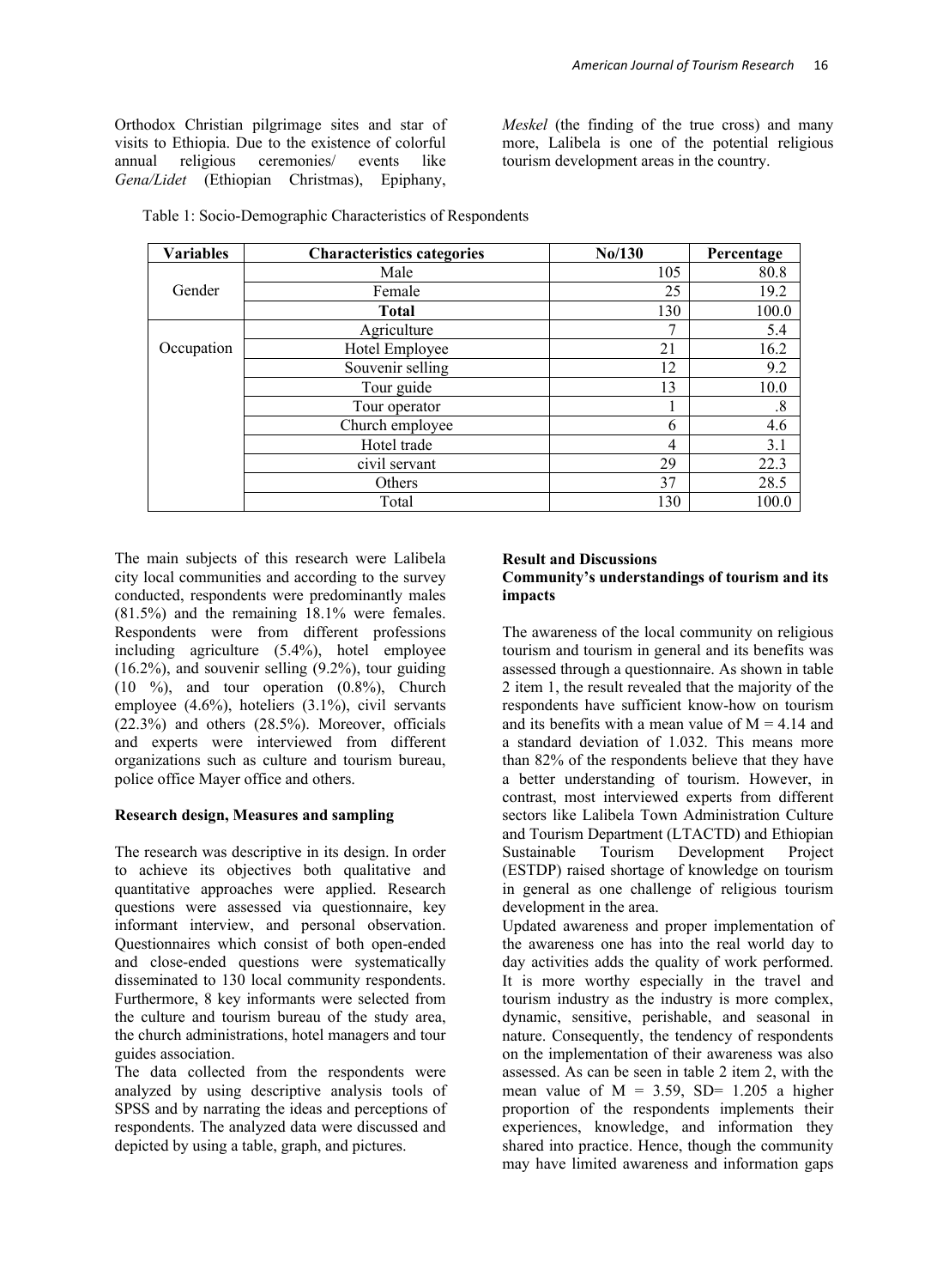Orthodox Christian pilgrimage sites and star of visits to Ethiopia. Due to the existence of colorful annual religious ceremonies/ events like *Gena/Lidet* (Ethiopian Christmas), Epiphany, *Meskel* (the finding of the true cross) and many more, Lalibela is one of the potential religious tourism development areas in the country.

Table 1: Socio-Demographic Characteristics of Respondents

| Variables | Characteristics categories | No/130 | Percentage |
|---|---|---|---|
| Gender | Male | 105 | 80.8 |
| | Female | 25 | 19.2 |
| | **Total** | 130 | 100.0 |
| Occupation | Agriculture | 7 | 5.4 |
| | Hotel Employee | 21 | 16.2 |
| | Souvenir selling | 12 | 9.2 |
| | Tour guide | 13 | 10.0 |
| | Tour operator | 1 | .8 |
| | Church employee | 6 | 4.6 |
| | Hotel trade | 4 | 3.1 |
| | civil servant | 29 | 22.3 |
| | Others | 37 | 28.5 |
| | Total | 130 | 100.0 |

The main subjects of this research were Lalibela city local communities and according to the survey conducted, respondents were predominantly males (81.5%) and the remaining 18.1% were females. Respondents were from different professions including agriculture (5.4%), hotel employee (16.2%), and souvenir selling (9.2%), tour guiding (10 %), and tour operation (0.8%), Church employee (4.6%), hoteliers (3.1%), civil servants (22.3%) and others (28.5%). Moreover, officials and experts were interviewed from different organizations such as culture and tourism bureau, police office Mayer office and others.

### Research design, Measures and sampling

The research was descriptive in its design. In order to achieve its objectives both qualitative and quantitative approaches were applied. Research questions were assessed via questionnaire, key informant interview, and personal observation. Questionnaires which consist of both open-ended and close-ended questions were systematically disseminated to 130 local community respondents. Furthermore, 8 key informants were selected from the culture and tourism bureau of the study area, the church administrations, hotel managers and tour guides association.

The data collected from the respondents were analyzed by using descriptive analysis tools of SPSS and by narrating the ideas and perceptions of respondents. The analyzed data were discussed and depicted by using a table, graph, and pictures.

## Result and Discussions

### Community's understandings of tourism and its impacts

The awareness of the local community on religious tourism and tourism in general and its benefits was assessed through a questionnaire. As shown in table 2 item 1, the result revealed that the majority of the respondents have sufficient know-how on tourism and its benefits with a mean value of $M = 4.14$ and a standard deviation of 1.032. This means more than 82% of the respondents believe that they have a better understanding of tourism. However, in contrast, most interviewed experts from different sectors like Lalibela Town Administration Culture and Tourism Department (LTACTD) and Ethiopian Sustainable Tourism Development Project (ESTDP) raised shortage of knowledge on tourism in general as one challenge of religious tourism development in the area.

Updated awareness and proper implementation of the awareness one has into the real world day to day activities adds the quality of work performed. It is more worthy especially in the travel and tourism industry as the industry is more complex, dynamic, sensitive, perishable, and seasonal in nature. Consequently, the tendency of respondents on the implementation of their awareness was also assessed. As can be seen in table 2 item 2, with the mean value of $M = 3.59$, $SD = 1.205$ a higher proportion of the respondents implements their experiences, knowledge, and information they shared into practice. Hence, though the community may have limited awareness and information gaps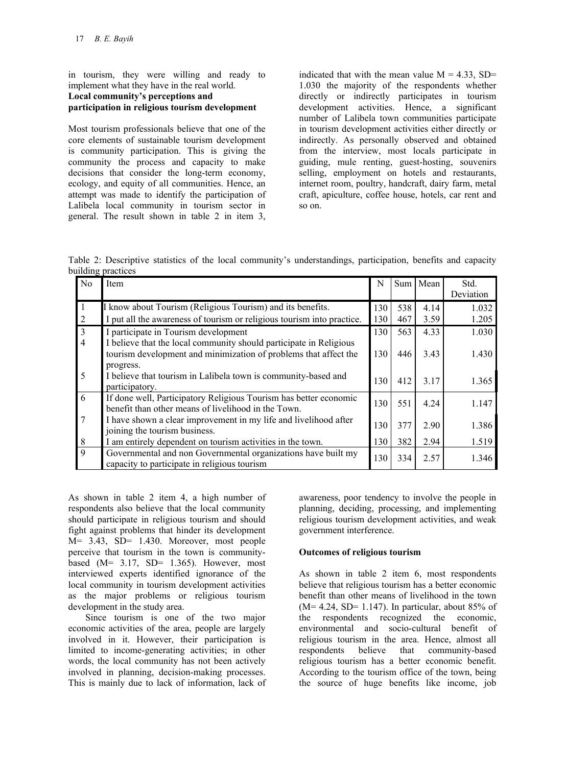in tourism, they were willing and ready to implement what they have in the real world.

**Local community's perceptions and participation in religious tourism development**

Most tourism professionals believe that one of the core elements of sustainable tourism development is community participation. This is giving the community the process and capacity to make decisions that consider the long-term economy, ecology, and equity of all communities. Hence, an attempt was made to identify the participation of Lalibela local community in tourism sector in general. The result shown in table 2 in item 3, indicated that with the mean value M = 4.33, SD= 1.030 the majority of the respondents whether directly or indirectly participates in tourism development activities. Hence, a significant number of Lalibela town communities participate in tourism development activities either directly or indirectly. As personally observed and obtained from the interview, most locals participate in guiding, mule renting, guest-hosting, souvenirs selling, employment on hotels and restaurants, internet room, poultry, handcraft, dairy farm, metal craft, apiculture, coffee house, hotels, car rent and so on.

Table 2: Descriptive statistics of the local community's understandings, participation, benefits and capacity building practices

| No | Item | N | Sum | Mean | Std. Deviation |
|---|---|---|---|---|---|
| 1 | I know about Tourism (Religious Tourism) and its benefits. | 130 | 538 | 4.14 | 1.032 |
| 2 | I put all the awareness of tourism or religious tourism into practice. | 130 | 467 | 3.59 | 1.205 |
| 3 | I participate in Tourism development | 130 | 563 | 4.33 | 1.030 |
| 4 | I believe that the local community should participate in Religious tourism development and minimization of problems that affect the progress. | 130 | 446 | 3.43 | 1.430 |
| 5 | I believe that tourism in Lalibela town is community-based and participatory. | 130 | 412 | 3.17 | 1.365 |
| 6 | If done well, Participatory Religious Tourism has better economic benefit than other means of livelihood in the Town. | 130 | 551 | 4.24 | 1.147 |
| 7 | I have shown a clear improvement in my life and livelihood after joining the tourism business. | 130 | 377 | 2.90 | 1.386 |
| 8 | I am entirely dependent on tourism activities in the town. | 130 | 382 | 2.94 | 1.519 |
| 9 | Governmental and non Governmental organizations have built my capacity to participate in religious tourism | 130 | 334 | 2.57 | 1.346 |

As shown in table 2 item 4, a high number of respondents also believe that the local community should participate in religious tourism and should fight against problems that hinder its development M= 3.43, SD= 1.430. Moreover, most people perceive that tourism in the town is community-based (M= 3.17, SD= 1.365). However, most interviewed experts identified ignorance of the local community in tourism development activities as the major problems or religious tourism development in the study area.

Since tourism is one of the two major economic activities of the area, people are largely involved in it. However, their participation is limited to income-generating activities; in other words, the local community has not been actively involved in planning, decision-making processes. This is mainly due to lack of information, lack of awareness, poor tendency to involve the people in planning, deciding, processing, and implementing religious tourism development activities, and weak government interference.

**Outcomes of religious tourism**

As shown in table 2 item 6, most respondents believe that religious tourism has a better economic benefit than other means of livelihood in the town (M= 4.24, SD= 1.147). In particular, about 85% of the respondents recognized the economic, environmental and socio-cultural benefit of religious tourism in the area. Hence, almost all respondents believe that community-based religious tourism has a better economic benefit. According to the tourism office of the town, being the source of huge benefits like income, job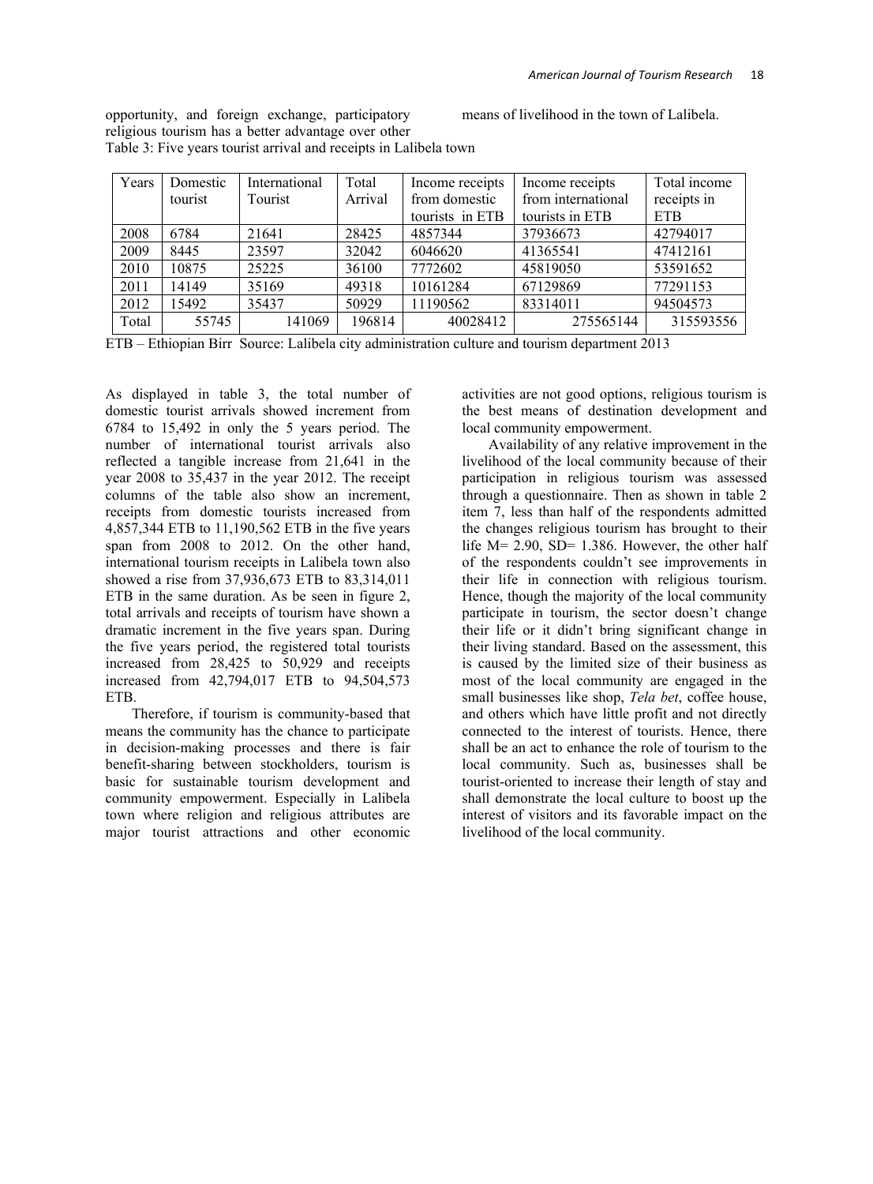opportunity, and foreign exchange, participatory religious tourism has a better advantage over other means of livelihood in the town of Lalibela.

Table 3: Five years tourist arrival and receipts in Lalibela town

| Years | Domestic tourist | International Tourist | Total Arrival | Income receipts from domestic tourists in ETB | Income receipts from international tourists in ETB | Total income receipts in ETB |
|---|---|---|---|---|---|---|
| 2008 | 6784 | 21641 | 28425 | 4857344 | 37936673 | 42794017 |
| 2009 | 8445 | 23597 | 32042 | 6046620 | 41365541 | 47412161 |
| 2010 | 10875 | 25225 | 36100 | 7772602 | 45819050 | 53591652 |
| 2011 | 14149 | 35169 | 49318 | 10161284 | 67129869 | 77291153 |
| 2012 | 15492 | 35437 | 50929 | 11190562 | 83314011 | 94504573 |
| Total | 55745 | 141069 | 196814 | 40028412 | 275565144 | 315593556 |

ETB – Ethiopian Birr Source: Lalibela city administration culture and tourism department 2013

As displayed in table 3, the total number of domestic tourist arrivals showed increment from 6784 to 15,492 in only the 5 years period. The number of international tourist arrivals also reflected a tangible increase from 21,641 in the year 2008 to 35,437 in the year 2012. The receipt columns of the table also show an increment, receipts from domestic tourists increased from 4,857,344 ETB to 11,190,562 ETB in the five years span from 2008 to 2012. On the other hand, international tourism receipts in Lalibela town also showed a rise from 37,936,673 ETB to 83,314,011 ETB in the same duration. As be seen in figure 2, total arrivals and receipts of tourism have shown a dramatic increment in the five years span. During the five years period, the registered total tourists increased from 28,425 to 50,929 and receipts increased from 42,794,017 ETB to 94,504,573 ETB.

Therefore, if tourism is community-based that means the community has the chance to participate in decision-making processes and there is fair benefit-sharing between stockholders, tourism is basic for sustainable tourism development and community empowerment. Especially in Lalibela town where religion and religious attributes are major tourist attractions and other economic activities are not good options, religious tourism is the best means of destination development and local community empowerment.

Availability of any relative improvement in the livelihood of the local community because of their participation in religious tourism was assessed through a questionnaire. Then as shown in table 2 item 7, less than half of the respondents admitted the changes religious tourism has brought to their life M= 2.90, SD= 1.386. However, the other half of the respondents couldn't see improvements in their life in connection with religious tourism. Hence, though the majority of the local community participate in tourism, the sector doesn't change their life or it didn't bring significant change in their living standard. Based on the assessment, this is caused by the limited size of their business as most of the local community are engaged in the small businesses like shop, *Tela bet*, coffee house, and others which have little profit and not directly connected to the interest of tourists. Hence, there shall be an act to enhance the role of tourism to the local community. Such as, businesses shall be tourist-oriented to increase their length of stay and shall demonstrate the local culture to boost up the interest of visitors and its favorable impact on the livelihood of the local community.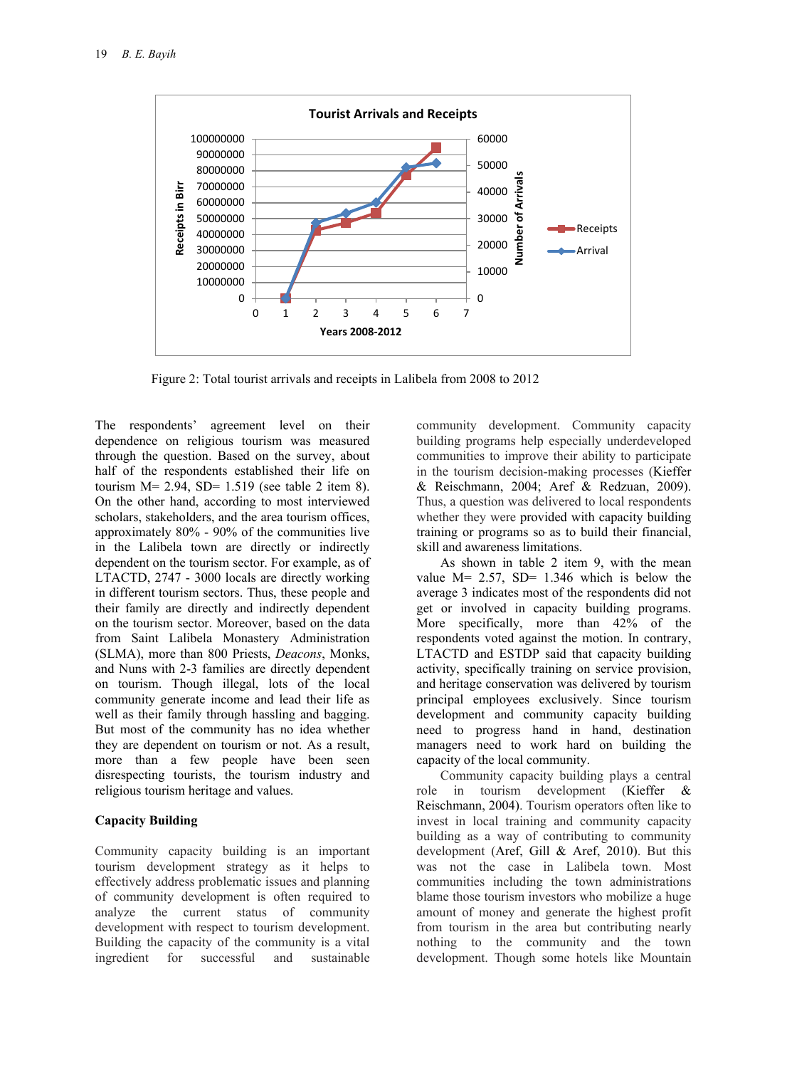Figure 2: Total tourist arrivals and receipts in Lalibela from 2008 to 2012

The respondents' agreement level on their dependence on religious tourism was measured through the question. Based on the survey, about half of the respondents established their life on tourism M= 2.94, SD= 1.519 (see table 2 item 8). On the other hand, according to most interviewed scholars, stakeholders, and the area tourism offices, approximately 80% - 90% of the communities live in the Lalibela town are directly or indirectly dependent on the tourism sector. For example, as of LTACTD, 2747 - 3000 locals are directly working in different tourism sectors. Thus, these people and their family are directly and indirectly dependent on the tourism sector. Moreover, based on the data from Saint Lalibela Monastery Administration (SLMA), more than 800 Priests, *Deacons*, Monks, and Nuns with 2-3 families are directly dependent on tourism. Though illegal, lots of the local community generate income and lead their life as well as their family through hassling and bagging. But most of the community has no idea whether they are dependent on tourism or not. As a result, more than a few people have been seen disrespecting tourists, the tourism industry and religious tourism heritage and values.

**Capacity Building**

Community capacity building is an important tourism development strategy as it helps to effectively address problematic issues and planning of community development is often required to analyze the current status of community development with respect to tourism development. Building the capacity of the community is a vital ingredient for successful and sustainable community development. Community capacity building programs help especially underdeveloped communities to improve their ability to participate in the tourism decision-making processes (Kieffer & Reischmann, 2004; Aref & Redzuan, 2009). Thus, a question was delivered to local respondents whether they were provided with capacity building training or programs so as to build their financial, skill and awareness limitations.

As shown in table 2 item 9, with the mean value M= 2.57, SD= 1.346 which is below the average 3 indicates most of the respondents did not get or involved in capacity building programs. More specifically, more than 42% of the respondents voted against the motion. In contrary, LTACTD and ESTDP said that capacity building activity, specifically training on service provision, and heritage conservation was delivered by tourism principal employees exclusively. Since tourism development and community capacity building need to progress hand in hand, destination managers need to work hard on building the capacity of the local community.

Community capacity building plays a central role in tourism development (Kieffer & Reischmann, 2004). Tourism operators often like to invest in local training and community capacity building as a way of contributing to community development (Aref, Gill & Aref, 2010). But this was not the case in Lalibela town. Most communities including the town administrations blame those tourism investors who mobilize a huge amount of money and generate the highest profit from tourism in the area but contributing nearly nothing to the community and the town development. Though some hotels like Mountain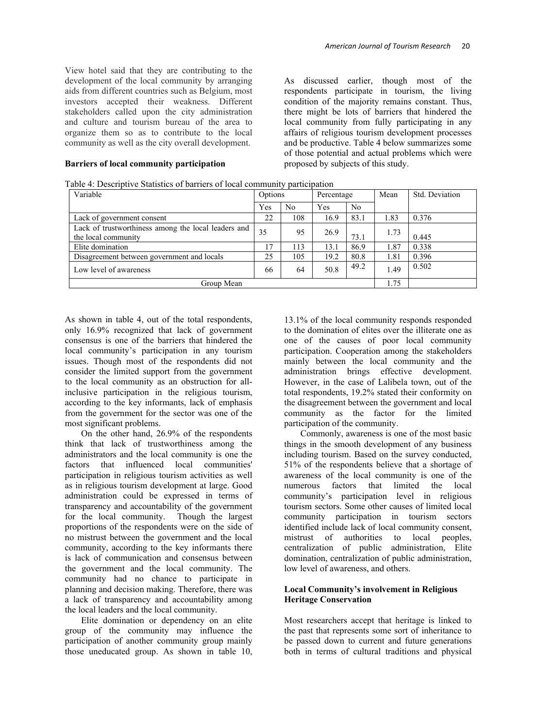View hotel said that they are contributing to the development of the local community by arranging aids from different countries such as Belgium, most investors accepted their weakness. Different stakeholders called upon the city administration and culture and tourism bureau of the area to organize them so as to contribute to the local community as well as the city overall development.

**Barriers of local community participation**

As discussed earlier, though most of the respondents participate in tourism, the living condition of the majority remains constant. Thus, there might be lots of barriers that hindered the local community from fully participating in any affairs of religious tourism development processes and be productive. Table 4 below summarizes some of those potential and actual problems which were proposed by subjects of this study.

Table 4: Descriptive Statistics of barriers of local community participation

| Variable | Options | | Percentage | | Mean | Std. Deviation |
|---|---|---|---|---|---|---|
| | Yes | No | Yes | No | | |
| Lack of government consent | 22 | 108 | 16.9 | 83.1 | 1.83 | 0.376 |
| Lack of trustworthiness among the local leaders and the local community | 35 | 95 | 26.9 | 73.1 | 1.73 | 0.445 |
| Elite domination | 17 | 113 | 13.1 | 86.9 | 1.87 | 0.338 |
| Disagreement between government and locals | 25 | 105 | 19.2 | 80.8 | 1.81 | 0.396 |
| Low level of awareness | 66 | 64 | 50.8 | 49.2 | 1.49 | 0.502 |
| Group Mean | | | | | 1.75 | |

As shown in table 4, out of the total respondents, only 16.9% recognized that lack of government consensus is one of the barriers that hindered the local community's participation in any tourism issues. Though most of the respondents did not consider the limited support from the government to the local community as an obstruction for all-inclusive participation in the religious tourism, according to the key informants, lack of emphasis from the government for the sector was one of the most significant problems.

On the other hand, 26.9% of the respondents think that lack of trustworthiness among the administrators and the local community is one the factors that influenced local communities' participation in religious tourism activities as well as in religious tourism development at large. Good administration could be expressed in terms of transparency and accountability of the government for the local community. Though the largest proportions of the respondents were on the side of no mistrust between the government and the local community, according to the key informants there is lack of communication and consensus between the government and the local community. The community had no chance to participate in planning and decision making. Therefore, there was a lack of transparency and accountability among the local leaders and the local community.

Elite domination or dependency on an elite group of the community may influence the participation of another community group mainly those uneducated group. As shown in table 10, 13.1% of the local community responds responded to the domination of elites over the illiterate one as one of the causes of poor local community participation. Cooperation among the stakeholders mainly between the local community and the administration brings effective development. However, in the case of Lalibela town, out of the total respondents, 19.2% stated their conformity on the disagreement between the government and local community as the factor for the limited participation of the community.

Commonly, awareness is one of the most basic things in the smooth development of any business including tourism. Based on the survey conducted, 51% of the respondents believe that a shortage of awareness of the local community is one of the numerous factors that limited the local community's participation level in religious tourism sectors. Some other causes of limited local community participation in tourism sectors identified include lack of local community consent, mistrust of authorities to local peoples, centralization of public administration, Elite domination, centralization of public administration, low level of awareness, and others.

**Local Community's involvement in Religious Heritage Conservation**

Most researchers accept that heritage is linked to the past that represents some sort of inheritance to be passed down to current and future generations both in terms of cultural traditions and physical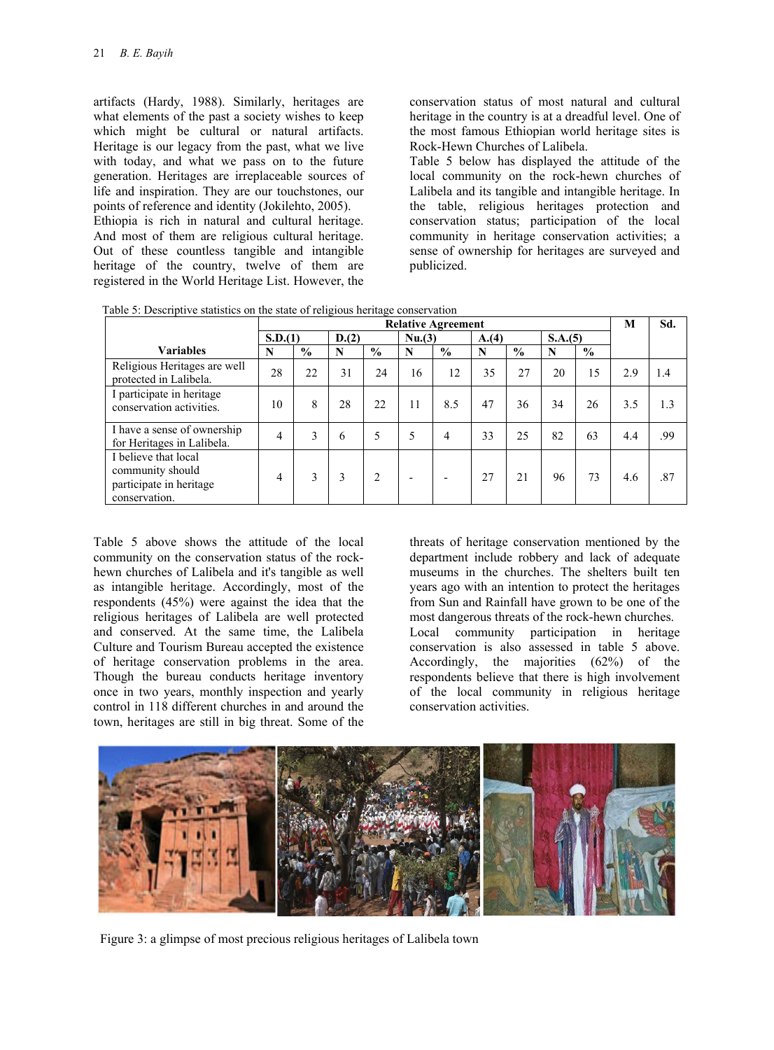artifacts (Hardy, 1988). Similarly, heritages are what elements of the past a society wishes to keep which might be cultural or natural artifacts. Heritage is our legacy from the past, what we live with today, and what we pass on to the future generation. Heritages are irreplaceable sources of life and inspiration. They are our touchstones, our points of reference and identity (Jokilehto, 2005).

Ethiopia is rich in natural and cultural heritage. And most of them are religious cultural heritage. Out of these countless tangible and intangible heritage of the country, twelve of them are registered in the World Heritage List. However, the conservation status of most natural and cultural heritage in the country is at a dreadful level. One of the most famous Ethiopian world heritage sites is Rock-Hewn Churches of Lalibela.

Table 5 below has displayed the attitude of the local community on the rock-hewn churches of Lalibela and its tangible and intangible heritage. In the table, religious heritages protection and conservation status; participation of the local community in heritage conservation activities; a sense of ownership for heritages are surveyed and publicized.

Table 5: Descriptive statistics on the state of religious heritage conservation

| Variables | Relative Agreement | | | | | | | | | | M | Sd. |
|---|---|---|---|---|---|---|---|---|---|---|---|---|
| | S.D.(1) | | D.(2) | | Nu.(3) | | A.(4) | | S.A.(5) | | | |
| | N | % | N | % | N | % | N | % | N | % | | |
| Religious Heritages are well protected in Lalibela. | 28 | 22 | 31 | 24 | 16 | 12 | 35 | 27 | 20 | 15 | 2.9 | 1.4 |
| I participate in heritage conservation activities. | 10 | 8 | 28 | 22 | 11 | 8.5 | 47 | 36 | 34 | 26 | 3.5 | 1.3 |
| I have a sense of ownership for Heritages in Lalibela. | 4 | 3 | 6 | 5 | 5 | 4 | 33 | 25 | 82 | 63 | 4.4 | .99 |
| I believe that local community should participate in heritage conservation. | 4 | 3 | 3 | 2 | - | - | 27 | 21 | 96 | 73 | 4.6 | .87 |

Table 5 above shows the attitude of the local community on the conservation status of the rock-hewn churches of Lalibela and it's tangible as well as intangible heritage. Accordingly, most of the respondents (45%) were against the idea that the religious heritages of Lalibela are well protected and conserved. At the same time, the Lalibela Culture and Tourism Bureau accepted the existence of heritage conservation problems in the area. Though the bureau conducts heritage inventory once in two years, monthly inspection and yearly control in 118 different churches in and around the town, heritages are still in big threat. Some of the threats of heritage conservation mentioned by the department include robbery and lack of adequate museums in the churches. The shelters built ten years ago with an intention to protect the heritages from Sun and Rainfall have grown to be one of the most dangerous threats of the rock-hewn churches.

Local community participation in heritage conservation is also assessed in table 5 above. Accordingly, the majorities (62%) of the respondents believe that there is high involvement of the local community in religious heritage conservation activities.

Figure 3: a glimpse of most precious religious heritages of Lalibela town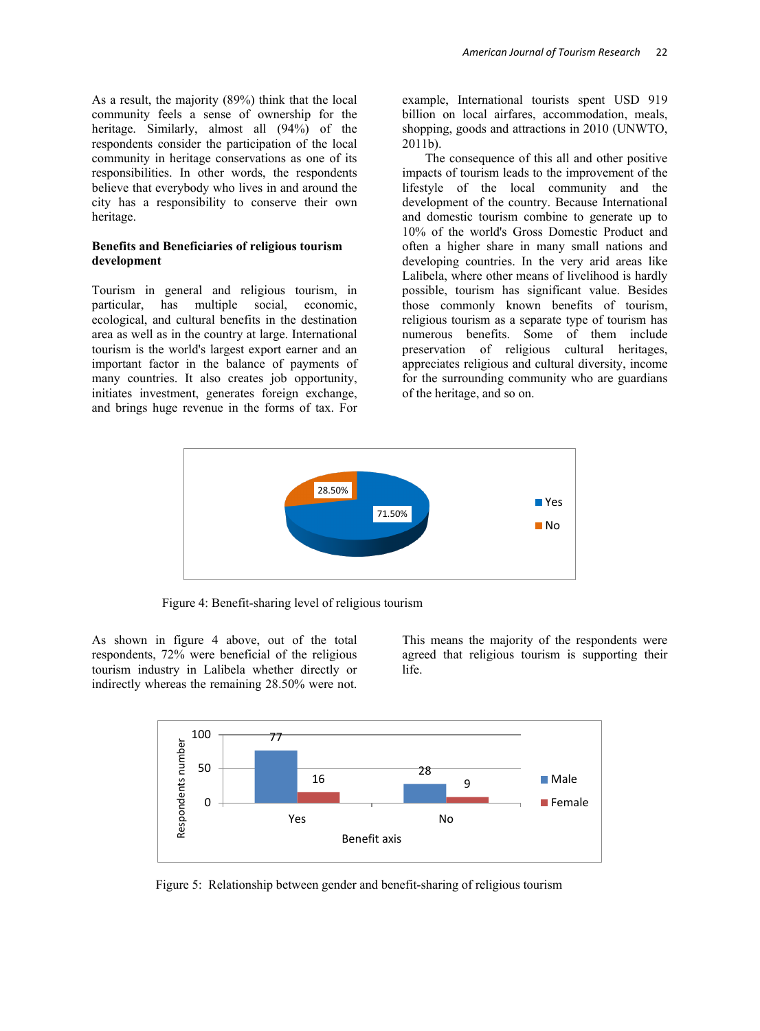As a result, the majority (89%) think that the local community feels a sense of ownership for the heritage. Similarly, almost all (94%) of the respondents consider the participation of the local community in heritage conservations as one of its responsibilities. In other words, the respondents believe that everybody who lives in and around the city has a responsibility to conserve their own heritage.

**Benefits and Beneficiaries of religious tourism development**

Tourism in general and religious tourism, in particular, has multiple social, economic, ecological, and cultural benefits in the destination area as well as in the country at large. International tourism is the world's largest export earner and an important factor in the balance of payments of many countries. It also creates job opportunity, initiates investment, generates foreign exchange, and brings huge revenue in the forms of tax. For example, International tourists spent USD 919 billion on local airfares, accommodation, meals, shopping, goods and attractions in 2010 (UNWTO, 2011b).

The consequence of this all and other positive impacts of tourism leads to the improvement of the lifestyle of the local community and the development of the country. Because International and domestic tourism combine to generate up to 10% of the world's Gross Domestic Product and often a higher share in many small nations and developing countries. In the very arid areas like Lalibela, where other means of livelihood is hardly possible, tourism has significant value. Besides those commonly known benefits of tourism, religious tourism as a separate type of tourism has numerous benefits. Some of them include preservation of religious cultural heritages, appreciates religious and cultural diversity, income for the surrounding community who are guardians of the heritage, and so on.

Figure 4: Benefit-sharing level of religious tourism

As shown in figure 4 above, out of the total respondents, 72% were beneficial of the religious tourism industry in Lalibela whether directly or indirectly whereas the remaining 28.50% were not. This means the majority of the respondents were agreed that religious tourism is supporting their life.

Figure 5: Relationship between gender and benefit-sharing of religious tourism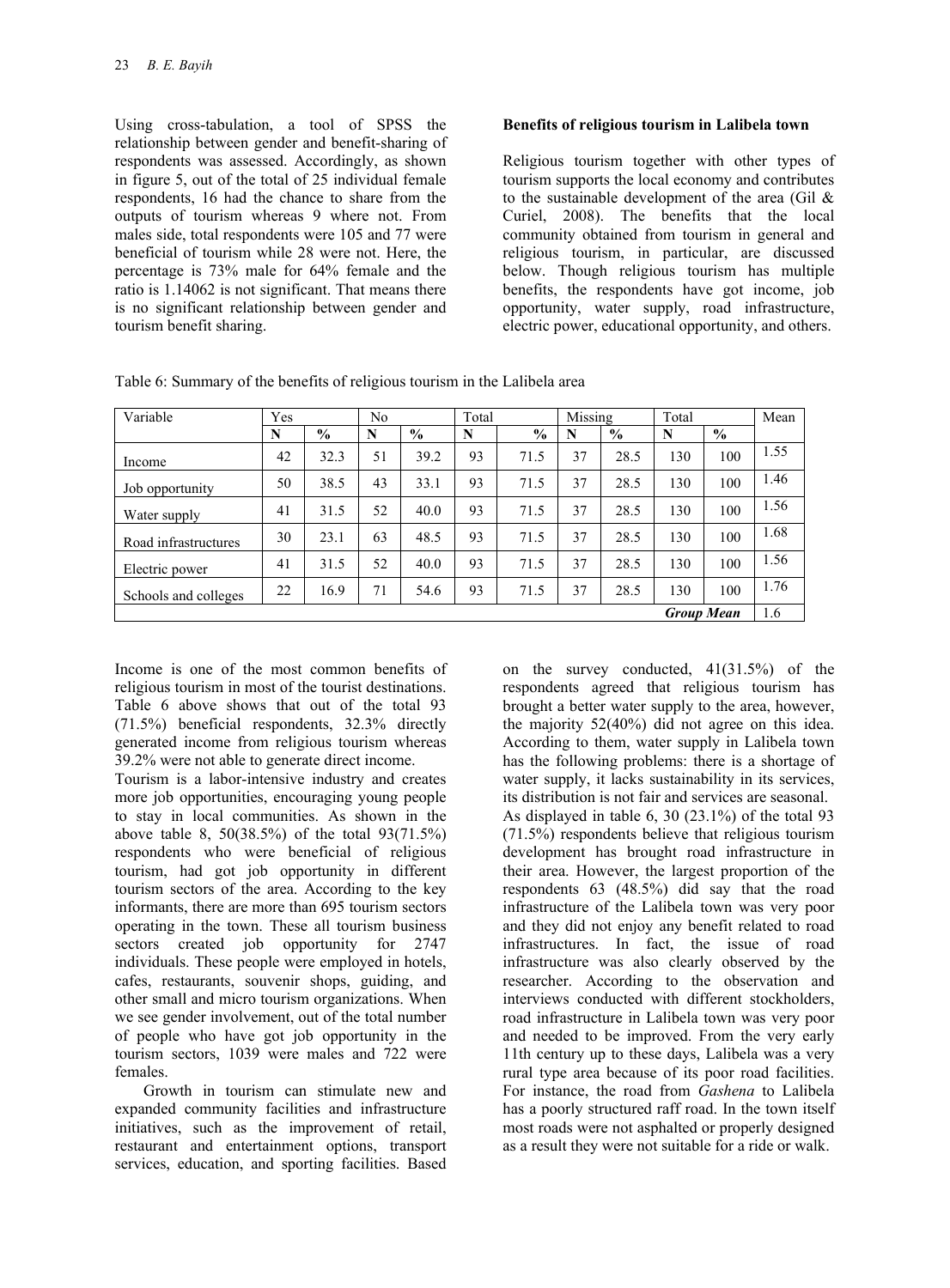Using cross-tabulation, a tool of SPSS the relationship between gender and benefit-sharing of respondents was assessed. Accordingly, as shown in figure 5, out of the total of 25 individual female respondents, 16 had the chance to share from the outputs of tourism whereas 9 where not. From males side, total respondents were 105 and 77 were beneficial of tourism while 28 were not. Here, the percentage is 73% male for 64% female and the ratio is 1.14062 is not significant. That means there is no significant relationship between gender and tourism benefit sharing.

**Benefits of religious tourism in Lalibela town**

Religious tourism together with other types of tourism supports the local economy and contributes to the sustainable development of the area (Gil & Curiel, 2008). The benefits that the local community obtained from tourism in general and religious tourism, in particular, are discussed below. Though religious tourism has multiple benefits, the respondents have got income, job opportunity, water supply, road infrastructure, electric power, educational opportunity, and others.

Table 6: Summary of the benefits of religious tourism in the Lalibela area

| Variable | Yes | | No | | Total | | Missing | | Total | | Mean |
|---|---|---|---|---|---|---|---|---|---|---|---|
| | N | % | N | % | N | % | N | % | N | % | |
| Income | 42 | 32.3 | 51 | 39.2 | 93 | 71.5 | 37 | 28.5 | 130 | 100 | 1.55 |
| Job opportunity | 50 | 38.5 | 43 | 33.1 | 93 | 71.5 | 37 | 28.5 | 130 | 100 | 1.46 |
| Water supply | 41 | 31.5 | 52 | 40.0 | 93 | 71.5 | 37 | 28.5 | 130 | 100 | 1.56 |
| Road infrastructures | 30 | 23.1 | 63 | 48.5 | 93 | 71.5 | 37 | 28.5 | 130 | 100 | 1.68 |
| Electric power | 41 | 31.5 | 52 | 40.0 | 93 | 71.5 | 37 | 28.5 | 130 | 100 | 1.56 |
| Schools and colleges | 22 | 16.9 | 71 | 54.6 | 93 | 71.5 | 37 | 28.5 | 130 | 100 | 1.76 |
| | | | | | | | | | | ***Group Mean*** | 1.6 |

Income is one of the most common benefits of religious tourism in most of the tourist destinations. Table 6 above shows that out of the total 93 (71.5%) beneficial respondents, 32.3% directly generated income from religious tourism whereas 39.2% were not able to generate direct income.

Tourism is a labor-intensive industry and creates more job opportunities, encouraging young people to stay in local communities. As shown in the above table 8, 50(38.5%) of the total 93(71.5%) respondents who were beneficial of religious tourism, had got job opportunity in different tourism sectors of the area. According to the key informants, there are more than 695 tourism sectors operating in the town. These all tourism business sectors created job opportunity for 2747 individuals. These people were employed in hotels, cafes, restaurants, souvenir shops, guiding, and other small and micro tourism organizations. When we see gender involvement, out of the total number of people who have got job opportunity in the tourism sectors, 1039 were males and 722 were females.

Growth in tourism can stimulate new and expanded community facilities and infrastructure initiatives, such as the improvement of retail, restaurant and entertainment options, transport services, education, and sporting facilities. Based on the survey conducted, 41(31.5%) of the respondents agreed that religious tourism has brought a better water supply to the area, however, the majority 52(40%) did not agree on this idea. According to them, water supply in Lalibela town has the following problems: there is a shortage of water supply, it lacks sustainability in its services, its distribution is not fair and services are seasonal.

As displayed in table 6, 30 (23.1%) of the total 93 (71.5%) respondents believe that religious tourism development has brought road infrastructure in their area. However, the largest proportion of the respondents 63 (48.5%) did say that the road infrastructure of the Lalibela town was very poor and they did not enjoy any benefit related to road infrastructures. In fact, the issue of road infrastructure was also clearly observed by the researcher. According to the observation and interviews conducted with different stockholders, road infrastructure in Lalibela town was very poor and needed to be improved. From the very early 11th century up to these days, Lalibela was a very rural type area because of its poor road facilities. For instance, the road from *Gashena* to Lalibela has a poorly structured raff road. In the town itself most roads were not asphalted or properly designed as a result they were not suitable for a ride or walk.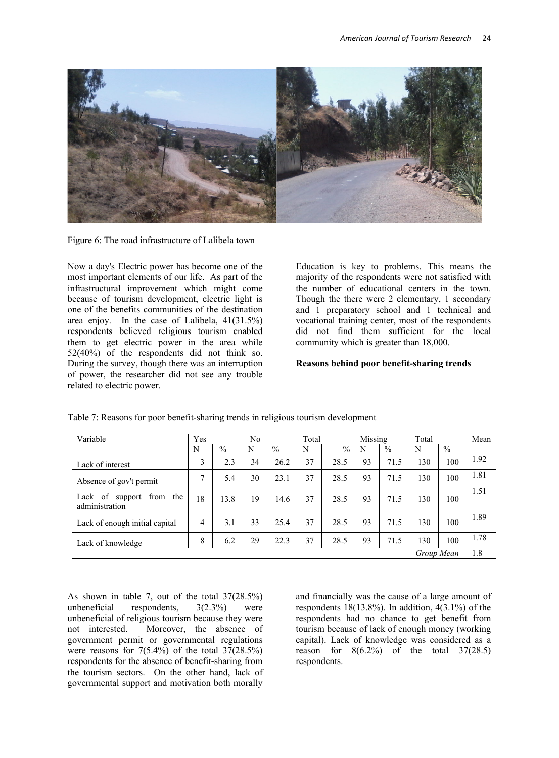Figure 6: The road infrastructure of Lalibela town

Now a day's Electric power has become one of the most important elements of our life. As part of the infrastructural improvement which might come because of tourism development, electric light is one of the benefits communities of the destination area enjoy. In the case of Lalibela, 41(31.5%) respondents believed religious tourism enabled them to get electric power in the area while 52(40%) of the respondents did not think so. During the survey, though there was an interruption of power, the researcher did not see any trouble related to electric power.

Education is key to problems. This means the majority of the respondents were not satisfied with the number of educational centers in the town. Though the there were 2 elementary, 1 secondary and 1 preparatory school and 1 technical and vocational training center, most of the respondents did not find them sufficient for the local community which is greater than 18,000.

**Reasons behind poor benefit-sharing trends**

Table 7: Reasons for poor benefit-sharing trends in religious tourism development

| Variable | Yes | | No | | Total | | Missing | | Total | | Mean |
|---|---|---|---|---|---|---|---|---|---|---|---|
| | N | % | N | % | N | % | N | % | N | % | |
| Lack of interest | 3 | 2.3 | 34 | 26.2 | 37 | 28.5 | 93 | 71.5 | 130 | 100 | 1.92 |
| Absence of gov't permit | 7 | 5.4 | 30 | 23.1 | 37 | 28.5 | 93 | 71.5 | 130 | 100 | 1.81 |
| Lack of support from the administration | 18 | 13.8 | 19 | 14.6 | 37 | 28.5 | 93 | 71.5 | 130 | 100 | 1.51 |
| Lack of enough initial capital | 4 | 3.1 | 33 | 25.4 | 37 | 28.5 | 93 | 71.5 | 130 | 100 | 1.89 |
| Lack of knowledge | 8 | 6.2 | 29 | 22.3 | 37 | 28.5 | 93 | 71.5 | 130 | 100 | 1.78 |
| | | | | | | | | | | *Group Mean* | 1.8 |

As shown in table 7, out of the total 37(28.5%) unbeneficial respondents, 3(2.3%) were unbeneficial of religious tourism because they were not interested. Moreover, the absence of government permit or governmental regulations were reasons for 7(5.4%) of the total 37(28.5%) respondents for the absence of benefit-sharing from the tourism sectors. On the other hand, lack of governmental support and motivation both morally and financially was the cause of a large amount of respondents 18(13.8%). In addition, 4(3.1%) of the respondents had no chance to get benefit from tourism because of lack of enough money (working capital). Lack of knowledge was considered as a reason for 8(6.2%) of the total 37(28.5) respondents.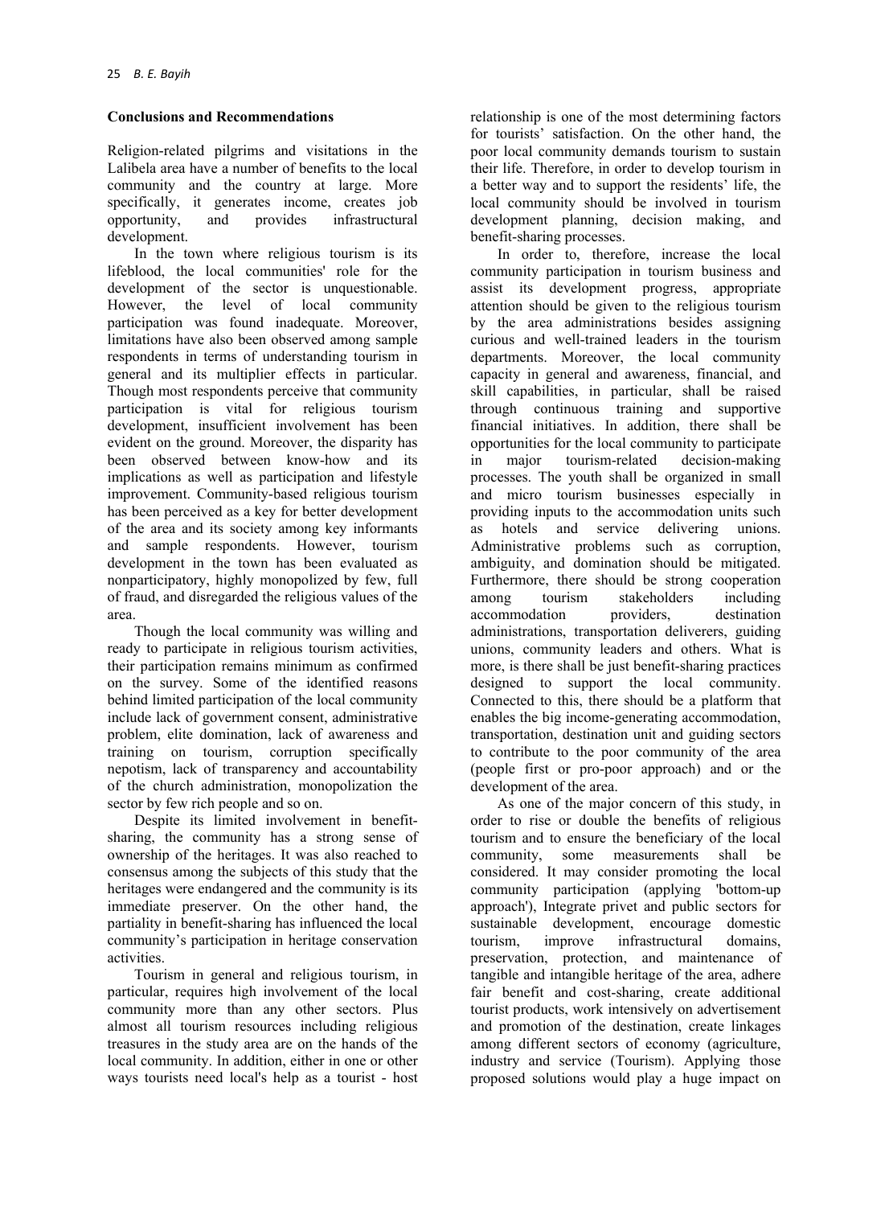### Conclusions and Recommendations

Religion-related pilgrims and visitations in the Lalibela area have a number of benefits to the local community and the country at large. More specifically, it generates income, creates job opportunity, and provides infrastructural development.

In the town where religious tourism is its lifeblood, the local communities' role for the development of the sector is unquestionable. However, the level of local community participation was found inadequate. Moreover, limitations have also been observed among sample respondents in terms of understanding tourism in general and its multiplier effects in particular. Though most respondents perceive that community participation is vital for religious tourism development, insufficient involvement has been evident on the ground. Moreover, the disparity has been observed between know-how and its implications as well as participation and lifestyle improvement. Community-based religious tourism has been perceived as a key for better development of the area and its society among key informants and sample respondents. However, tourism development in the town has been evaluated as nonparticipatory, highly monopolized by few, full of fraud, and disregarded the religious values of the area.

Though the local community was willing and ready to participate in religious tourism activities, their participation remains minimum as confirmed on the survey. Some of the identified reasons behind limited participation of the local community include lack of government consent, administrative problem, elite domination, lack of awareness and training on tourism, corruption specifically nepotism, lack of transparency and accountability of the church administration, monopolization the sector by few rich people and so on.

Despite its limited involvement in benefit-sharing, the community has a strong sense of ownership of the heritages. It was also reached to consensus among the subjects of this study that the heritages were endangered and the community is its immediate preserver. On the other hand, the partiality in benefit-sharing has influenced the local community's participation in heritage conservation activities.

Tourism in general and religious tourism, in particular, requires high involvement of the local community more than any other sectors. Plus almost all tourism resources including religious treasures in the study area are on the hands of the local community. In addition, either in one or other ways tourists need local's help as a tourist - host relationship is one of the most determining factors for tourists' satisfaction. On the other hand, the poor local community demands tourism to sustain their life. Therefore, in order to develop tourism in a better way and to support the residents' life, the local community should be involved in tourism development planning, decision making, and benefit-sharing processes.

In order to, therefore, increase the local community participation in tourism business and assist its development progress, appropriate attention should be given to the religious tourism by the area administrations besides assigning curious and well-trained leaders in the tourism departments. Moreover, the local community capacity in general and awareness, financial, and skill capabilities, in particular, shall be raised through continuous training and supportive financial initiatives. In addition, there shall be opportunities for the local community to participate in major tourism-related decision-making processes. The youth shall be organized in small and micro tourism businesses especially in providing inputs to the accommodation units such as hotels and service delivering unions. Administrative problems such as corruption, ambiguity, and domination should be mitigated. Furthermore, there should be strong cooperation among tourism stakeholders including accommodation providers, destination administrations, transportation deliverers, guiding unions, community leaders and others. What is more, is there shall be just benefit-sharing practices designed to support the local community. Connected to this, there should be a platform that enables the big income-generating accommodation, transportation, destination unit and guiding sectors to contribute to the poor community of the area (people first or pro-poor approach) and or the development of the area.

As one of the major concern of this study, in order to rise or double the benefits of religious tourism and to ensure the beneficiary of the local community, some measurements shall be considered. It may consider promoting the local community participation (applying 'bottom-up approach'), Integrate privet and public sectors for sustainable development, encourage domestic tourism, improve infrastructural domains, preservation, protection, and maintenance of tangible and intangible heritage of the area, adhere fair benefit and cost-sharing, create additional tourist products, work intensively on advertisement and promotion of the destination, create linkages among different sectors of economy (agriculture, industry and service (Tourism). Applying those proposed solutions would play a huge impact on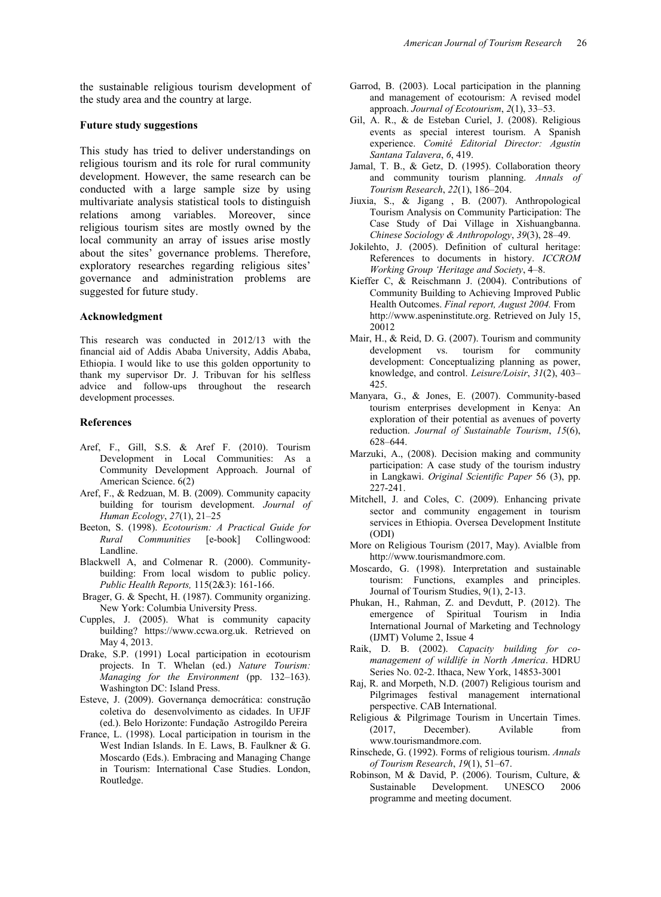the sustainable religious tourism development of the study area and the country at large.

### Future study suggestions

This study has tried to deliver understandings on religious tourism and its role for rural community development. However, the same research can be conducted with a large sample size by using multivariate analysis statistical tools to distinguish relations among variables. Moreover, since religious tourism sites are mostly owned by the local community an array of issues arise mostly about the sites' governance problems. Therefore, exploratory researches regarding religious sites' governance and administration problems are suggested for future study.

### Acknowledgment

This research was conducted in 2012/13 with the financial aid of Addis Ababa University, Addis Ababa, Ethiopia. I would like to use this golden opportunity to thank my supervisor Dr. J. Tribuvan for his selfless advice and follow-ups throughout the research development processes.

### References

Aref, F., Gill, S.S. & Aref F. (2010). Tourism Development in Local Communities: As a Community Development Approach. Journal of American Science. 6(2)

Aref, F., & Redzuan, M. B. (2009). Community capacity building for tourism development. *Journal of Human Ecology*, *27*(1), 21–25

Beeton, S. (1998). *Ecotourism: A Practical Guide for Rural Communities* [e-book] Collingwood: Landline.

Blackwell A, and Colmenar R. (2000). Community-building: From local wisdom to public policy. *Public Health Reports,* 115(2&3): 161-166.

Brager, G. & Specht, H. (1987). Community organizing. New York: Columbia University Press.

Cupples, J. (2005). What is community capacity building? https://www.ccwa.org.uk. Retrieved on May 4, 2013.

Drake, S.P. (1991) Local participation in ecotourism projects. In T. Whelan (ed.) *Nature Tourism: Managing for the Environment* (pp. 132–163). Washington DC: Island Press.

Esteve, J. (2009). Governança democrática: construção coletiva do desenvolvimento as cidades. In UFJF (ed.). Belo Horizonte: Fundação Astrogildo Pereira

France, L. (1998). Local participation in tourism in the West Indian Islands. In E. Laws, B. Faulkner & G. Moscardo (Eds.). Embracing and Managing Change in Tourism: International Case Studies. London, Routledge.

Garrod, B. (2003). Local participation in the planning and management of ecotourism: A revised model approach. *Journal of Ecotourism*, *2*(1), 33–53.

Gil, A. R., & de Esteban Curiel, J. (2008). Religious events as special interest tourism. A Spanish experience. *Comité Editorial Director: Agustin Santana Talavera*, *6*, 419.

Jamal, T. B., & Getz, D. (1995). Collaboration theory and community tourism planning. *Annals of Tourism Research*, *22*(1), 186–204.

Jiuxia, S., & Jigang , B. (2007). Anthropological Tourism Analysis on Community Participation: The Case Study of Dai Village in Xishuangbanna. *Chinese Sociology & Anthropology*, *39*(3), 28–49.

Jokilehto, J. (2005). Definition of cultural heritage: References to documents in history. *ICCROM Working Group 'Heritage and Society*, 4–8.

Kieffer C, & Reischmann J. (2004). Contributions of Community Building to Achieving Improved Public Health Outcomes. *Final report, August 2004.* From http://www.aspeninstitute.org. Retrieved on July 15, 20012

Mair, H., & Reid, D. G. (2007). Tourism and community development vs. tourism for community development: Conceptualizing planning as power, knowledge, and control. *Leisure/Loisir*, *31*(2), 403–425.

Manyara, G., & Jones, E. (2007). Community-based tourism enterprises development in Kenya: An exploration of their potential as avenues of poverty reduction. *Journal of Sustainable Tourism*, *15*(6), 628–644.

Marzuki, A., (2008). Decision making and community participation: A case study of the tourism industry in Langkawi. *Original Scientific Paper* 56 (3), pp. 227-241.

Mitchell, J. and Coles, C. (2009). Enhancing private sector and community engagement in tourism services in Ethiopia. Oversea Development Institute (ODI)

More on Religious Tourism (2017, May). Avialble from http://www.tourismandmore.com.

Moscardo, G. (1998). Interpretation and sustainable tourism: Functions, examples and principles. Journal of Tourism Studies, 9(1), 2-13.

Phukan, H., Rahman, Z. and Devdutt, P. (2012). The emergence of Spiritual Tourism in India International Journal of Marketing and Technology (IJMT) Volume 2, Issue 4

Raik, D. B. (2002). *Capacity building for co-management of wildlife in North America*. HDRU Series No. 02-2. Ithaca, New York, 14853-3001

Raj, R. and Morpeth, N.D. (2007) Religious tourism and Pilgrimages festival management international perspective. CAB International.

Religious & Pilgrimage Tourism in Uncertain Times. (2017, December). Avilable from www.tourismandmore.com.

Rinschede, G. (1992). Forms of religious tourism. *Annals of Tourism Research*, *19*(1), 51–67.

Robinson, M & David, P. (2006). Tourism, Culture, & Sustainable Development. UNESCO 2006 programme and meeting document.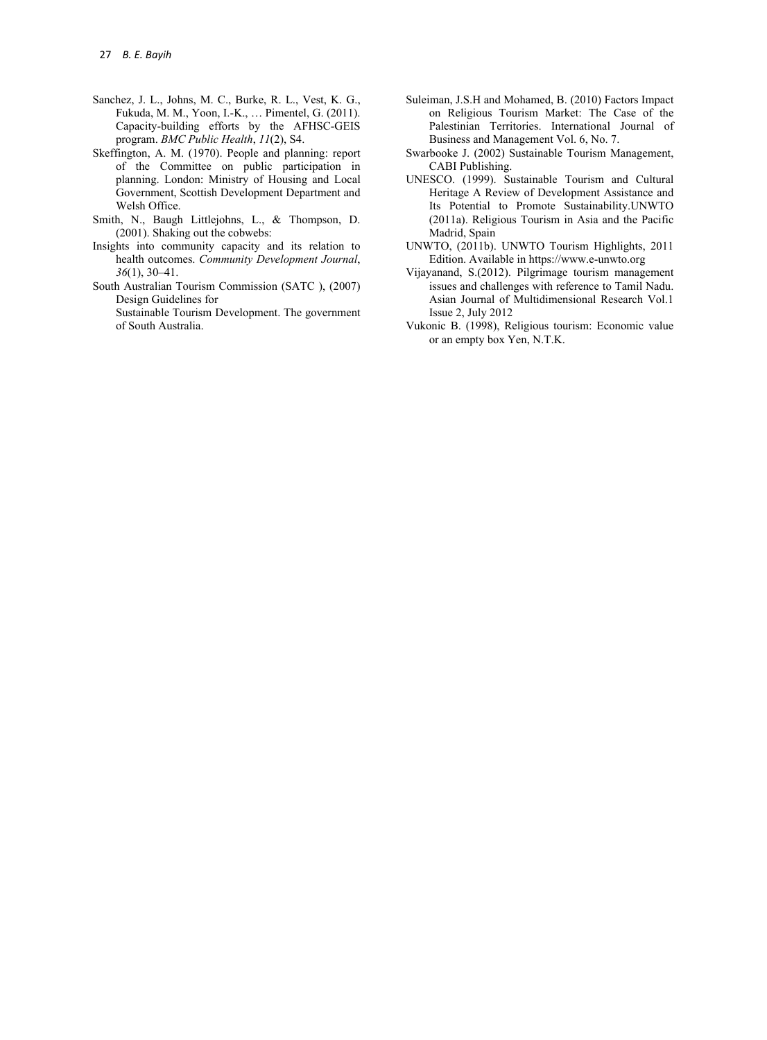Sanchez, J. L., Johns, M. C., Burke, R. L., Vest, K. G., Fukuda, M. M., Yoon, I.-K., … Pimentel, G. (2011). Capacity-building efforts by the AFHSC-GEIS program. *BMC Public Health*, *11*(2), S4.

Skeffington, A. M. (1970). People and planning: report of the Committee on public participation in planning. London: Ministry of Housing and Local Government, Scottish Development Department and Welsh Office.

Smith, N., Baugh Littlejohns, L., & Thompson, D. (2001). Shaking out the cobwebs:

Insights into community capacity and its relation to health outcomes. *Community Development Journal*, *36*(1), 30–41.

South Australian Tourism Commission (SATC ), (2007) Design Guidelines for

Sustainable Tourism Development. The government of South Australia.

Suleiman, J.S.H and Mohamed, B. (2010) Factors Impact on Religious Tourism Market: The Case of the Palestinian Territories. International Journal of Business and Management Vol. 6, No. 7.

Swarbooke J. (2002) Sustainable Tourism Management, CABI Publishing.

UNESCO. (1999). Sustainable Tourism and Cultural Heritage A Review of Development Assistance and Its Potential to Promote Sustainability.UNWTO (2011a). Religious Tourism in Asia and the Pacific Madrid, Spain

UNWTO, (2011b). UNWTO Tourism Highlights, 2011 Edition. Available in https://www.e-unwto.org

Vijayanand, S.(2012). Pilgrimage tourism management issues and challenges with reference to Tamil Nadu. Asian Journal of Multidimensional Research Vol.1 Issue 2, July 2012

Vukonic B. (1998), Religious tourism: Economic value or an empty box Yen, N.T.K.